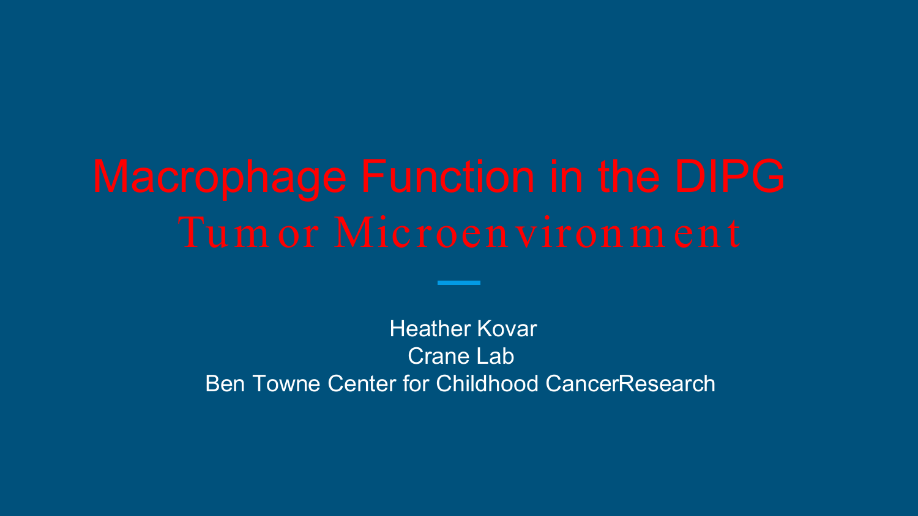# Macrophage Function in the DIPG Tumor Microenvironment

Heather Kovar
Crane Lab
Ben Towne Center for Childhood CancerResearch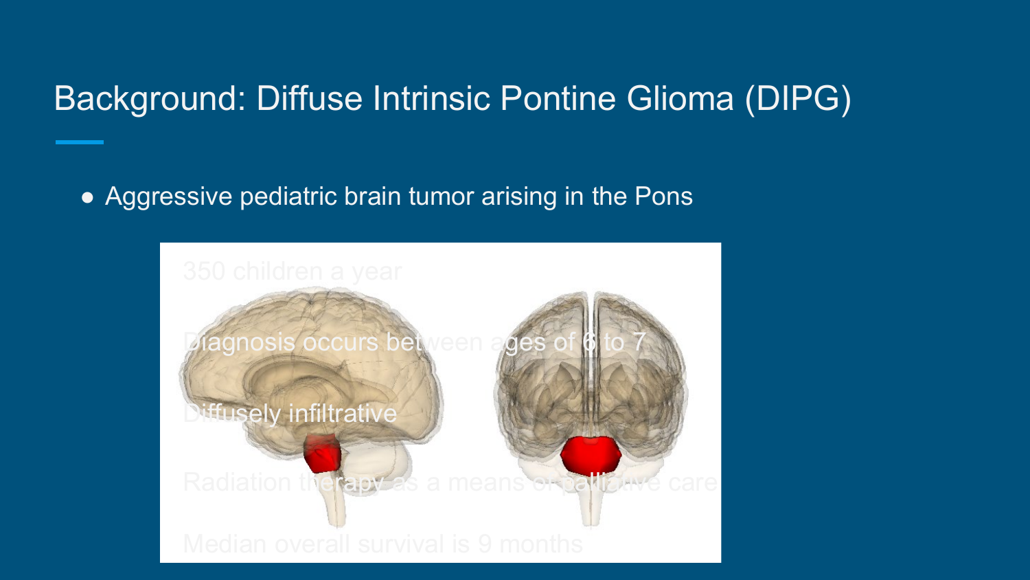# Background: Diffuse Intrinsic Pontine Glioma (DIPG)

- Aggressive pediatric brain tumor arising in the Pons

350 children a year

Diagnosis occurs between ages of 6 to 7

Diffusely infiltrative

Radiation therapy as a means of palliative care

Median overall survival is 9 months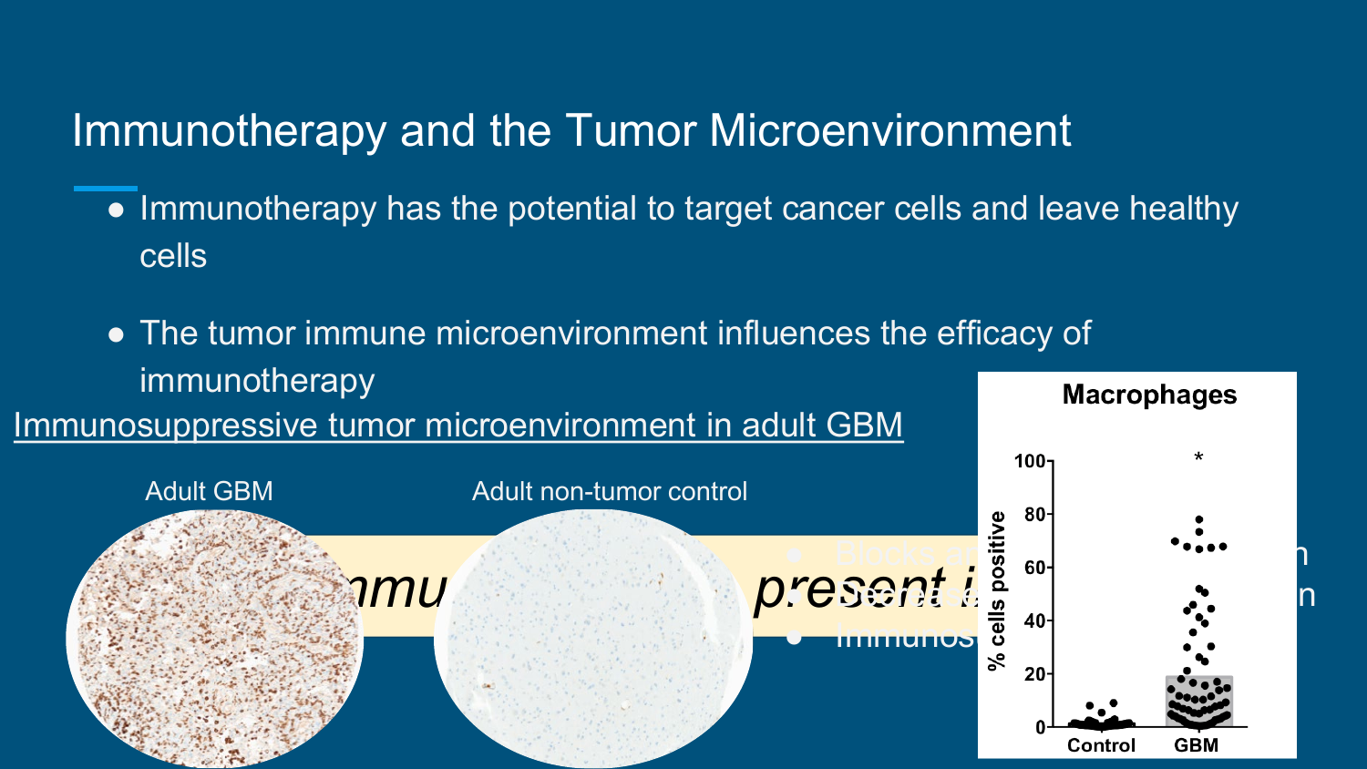# Immunotherapy and the Tumor Microenvironment

- Immunotherapy has the potential to target cancer cells and leave healthy cells
- The tumor immune microenvironment influences the efficacy of immunotherapy

Immunosuppressive tumor microenvironment in adult GBM

Adult GBM

Adult non-tumor control

Macrophages

% cells positive

Control GBM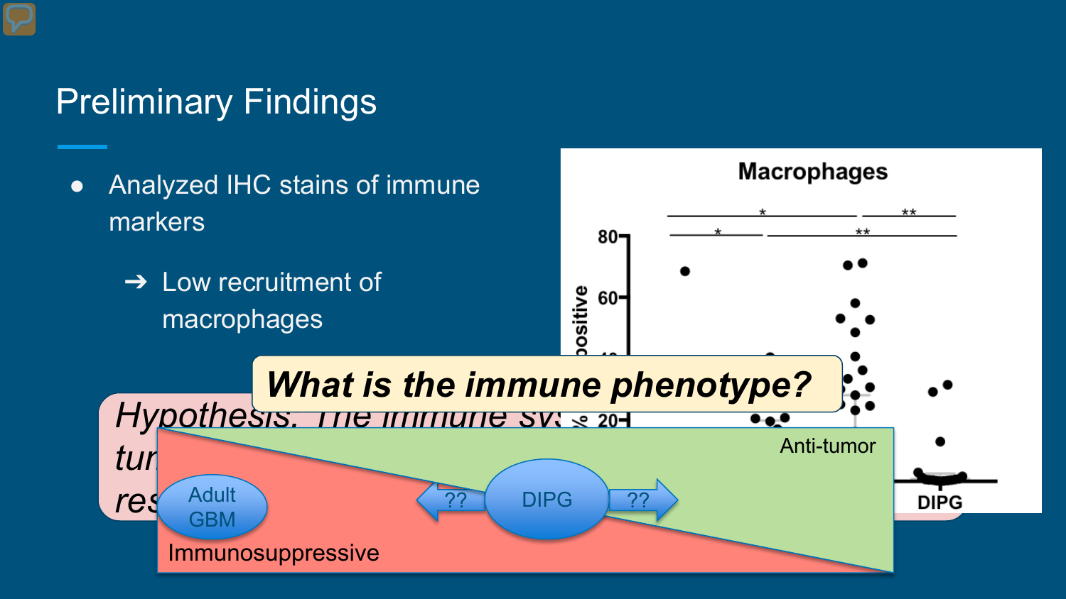## Preliminary Findings

- Analyzed IHC stains of immune markers
  - ➔ Low recruitment of macrophages

**Macrophages**

*Hypothesis: The immune sys... tum... res...*

***What is the immune phenotype?***

Adult GBM ← ?? DIPG ?? →

Immunosuppressive — Anti-tumor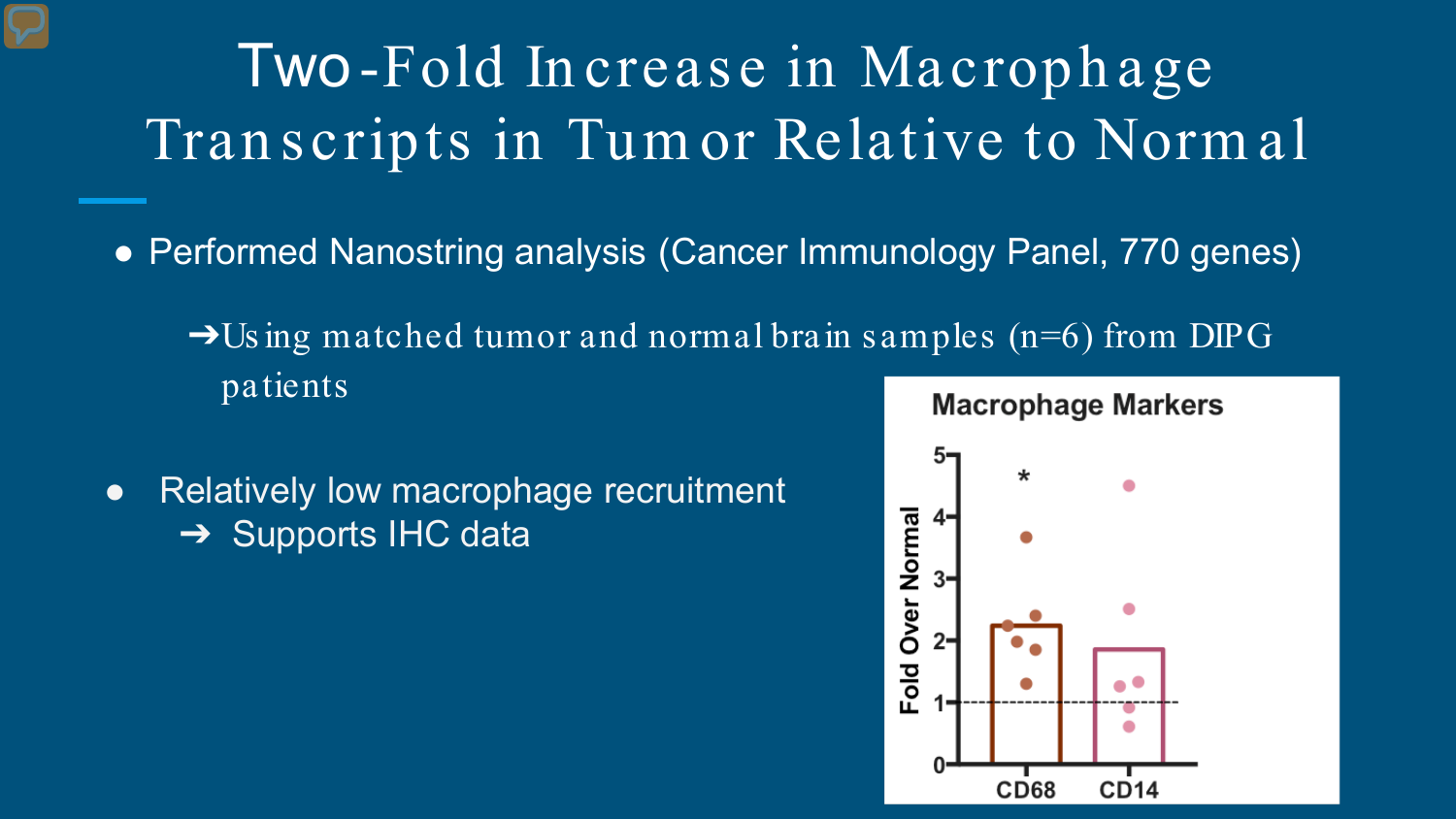# Two-Fold Increase in Macrophage Transcripts in Tumor Relative to Normal

- Performed Nanostring analysis (Cancer Immunology Panel, 770 genes)
  - ➔ Using matched tumor and normal brain samples (n=6) from DIPG patients
- Relatively low macrophage recruitment
  - ➔ Supports IHC data

**Macrophage Markers**

Fold Over Normal

CD68 * &nbsp;&nbsp;&nbsp; CD14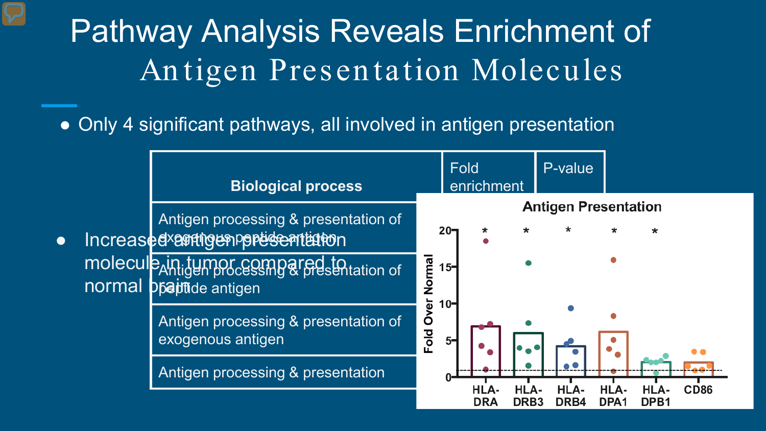# Pathway Analysis Reveals Enrichment of Antigen Presentation Molecules

- Only 4 significant pathways, all involved in antigen presentation

| Biological process | Fold enrichment | P-value |
| --- | --- | --- |
| Antigen processing & presentation of exogenous peptide antigen | | |
| Antigen processing & presentation of peptide antigen | | |
| Antigen processing & presentation of exogenous antigen | | |
| Antigen processing & presentation | | |

- Increased antigen presentation molecule in tumor compared to normal brain

**Antigen Presentation**

Fold Over Normal

0, 5, 10, 15, 20

HLA-DRA *, HLA-DRB3 *, HLA-DRB4 *, HLA-DPA1 *, HLA-DPB1 *, CD86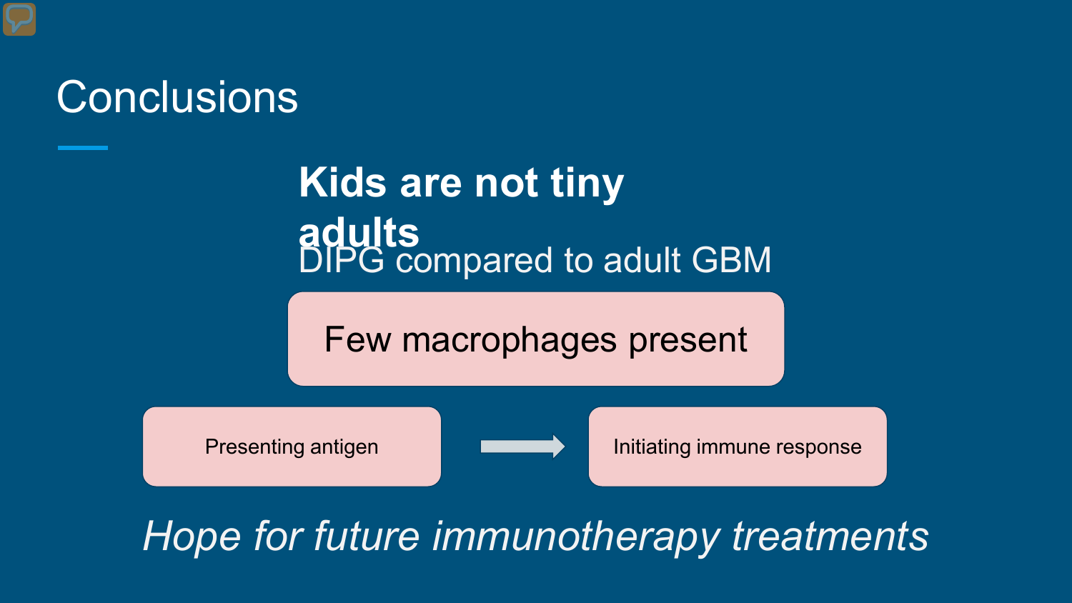# Conclusions

**Kids are not tiny adults**

DIPG compared to adult GBM

Few macrophages present

Presenting antigen → Initiating immune response

*Hope for future immunotherapy treatments*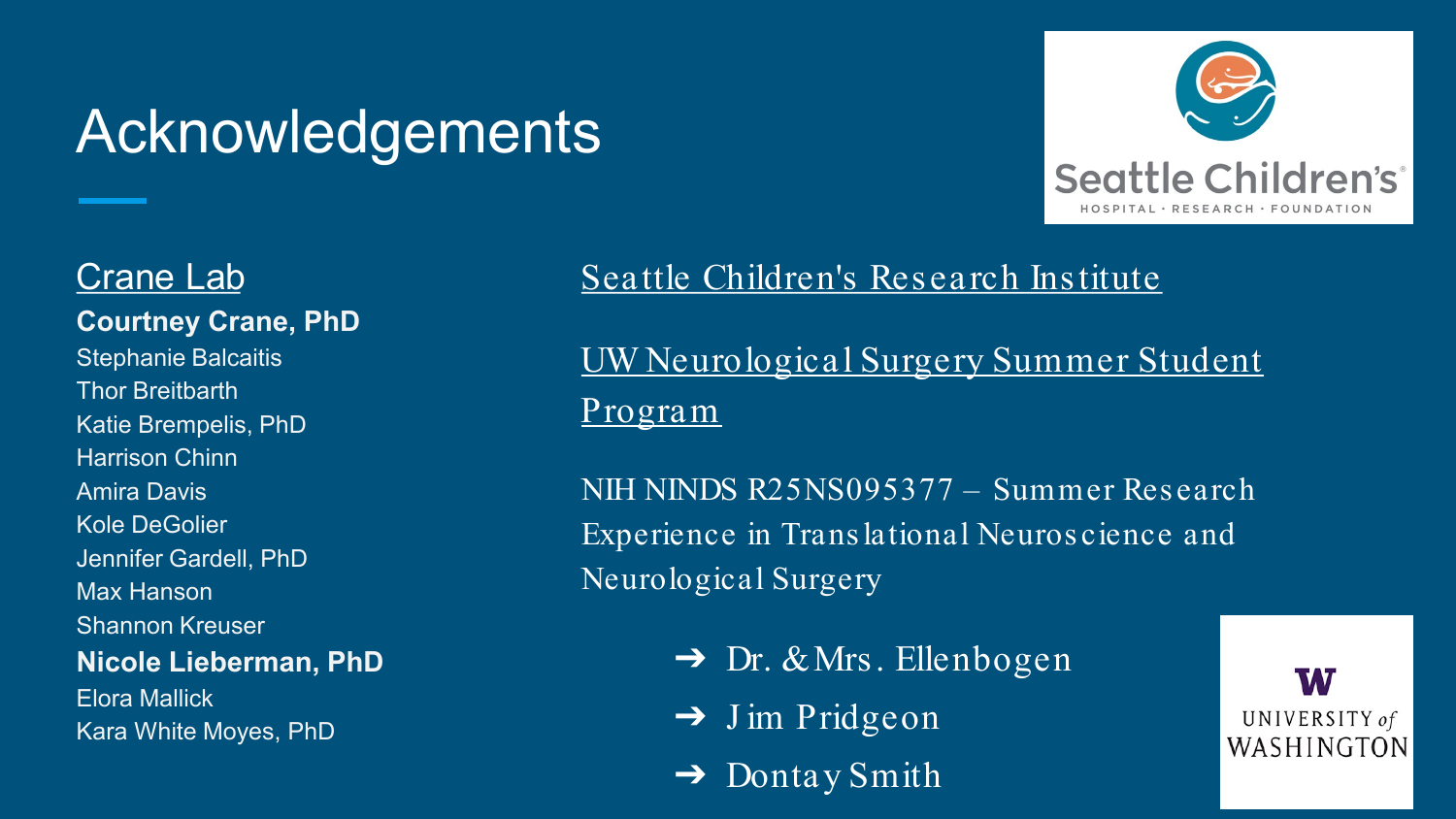# Acknowledgements

Seattle Children's HOSPITAL · RESEARCH · FOUNDATION

**Crane Lab**

**Courtney Crane, PhD**
Stephanie Balcaitis
Thor Breitbarth
Katie Brempelis, PhD
Harrison Chinn
Amira Davis
Kole DeGolier
Jennifer Gardell, PhD
Max Hanson
Shannon Kreuser
**Nicole Lieberman, PhD**
Elora Mallick
Kara White Moyes, PhD

Seattle Children's Research Institute

UW Neurological Surgery Summer Student Program

NIH NINDS R25NS095377 – Summer Research Experience in Translational Neuroscience and Neurological Surgery

- Dr. & Mrs. Ellenbogen
- Jim Pridgeon
- Dontay Smith

W UNIVERSITY of WASHINGTON